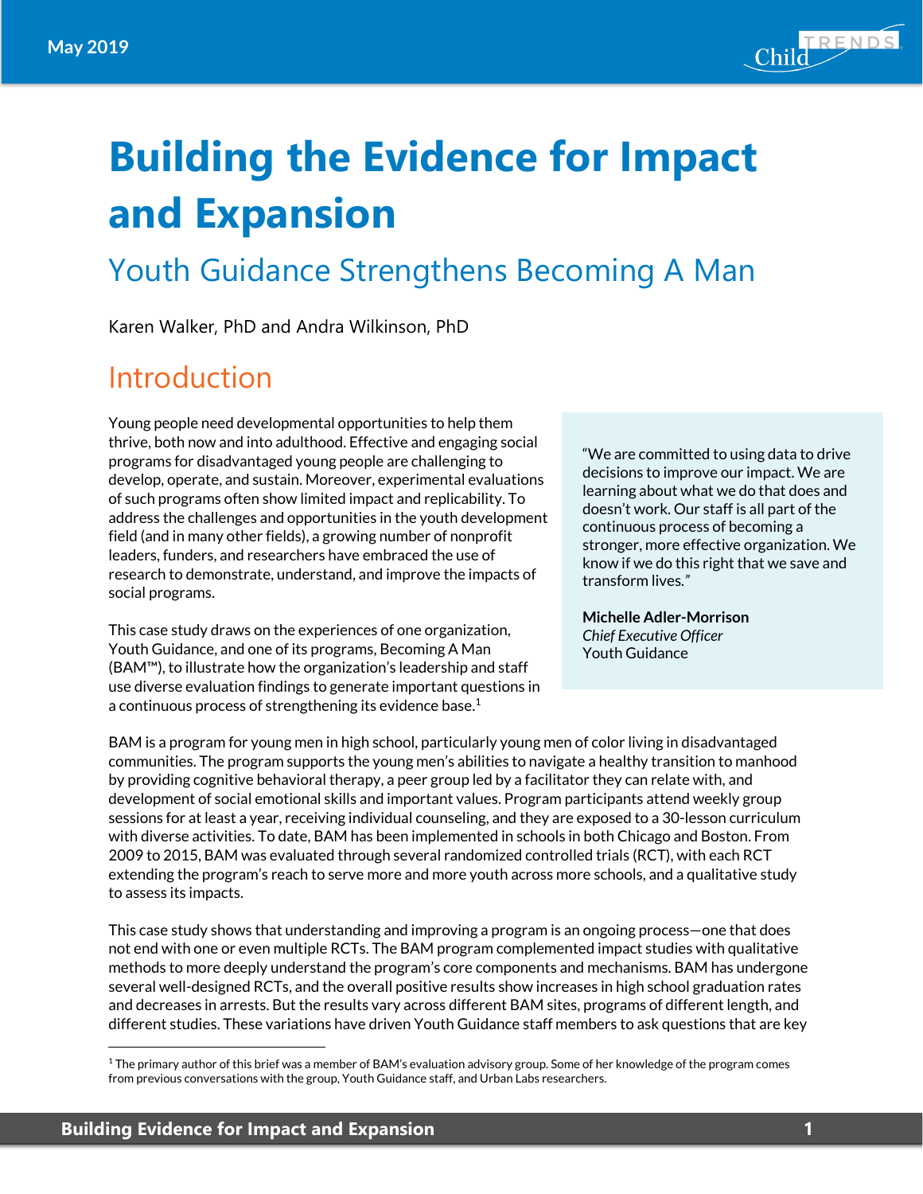May 2019

# Building the Evidence for Impact and Expansion

## Youth Guidance Strengthens Becoming A Man

Karen Walker, PhD and Andra Wilkinson, PhD

## Introduction

Young people need developmental opportunities to help them thrive, both now and into adulthood. Effective and engaging social programs for disadvantaged young people are challenging to develop, operate, and sustain. Moreover, experimental evaluations of such programs often show limited impact and replicability. To address the challenges and opportunities in the youth development field (and in many other fields), a growing number of nonprofit leaders, funders, and researchers have embraced the use of research to demonstrate, understand, and improve the impacts of social programs.

This case study draws on the experiences of one organization, Youth Guidance, and one of its programs, Becoming A Man (BAM™), to illustrate how the organization's leadership and staff use diverse evaluation findings to generate important questions in a continuous process of strengthening its evidence base.[1]

> "We are committed to using data to drive decisions to improve our impact. We are learning about what we do that does and doesn't work. Our staff is all part of the continuous process of becoming a stronger, more effective organization. We know if we do this right that we save and transform lives."
>
> **Michelle Adler-Morrison**
> *Chief Executive Officer*
> Youth Guidance

BAM is a program for young men in high school, particularly young men of color living in disadvantaged communities. The program supports the young men's abilities to navigate a healthy transition to manhood by providing cognitive behavioral therapy, a peer group led by a facilitator they can relate with, and development of social emotional skills and important values. Program participants attend weekly group sessions for at least a year, receiving individual counseling, and they are exposed to a 30-lesson curriculum with diverse activities. To date, BAM has been implemented in schools in both Chicago and Boston. From 2009 to 2015, BAM was evaluated through several randomized controlled trials (RCT), with each RCT extending the program's reach to serve more and more youth across more schools, and a qualitative study to assess its impacts.

This case study shows that understanding and improving a program is an ongoing process—one that does not end with one or even multiple RCTs. The BAM program complemented impact studies with qualitative methods to more deeply understand the program's core components and mechanisms. BAM has undergone several well-designed RCTs, and the overall positive results show increases in high school graduation rates and decreases in arrests. But the results vary across different BAM sites, programs of different length, and different studies. These variations have driven Youth Guidance staff members to ask questions that are key

[1] The primary author of this brief was a member of BAM's evaluation advisory group. Some of her knowledge of the program comes from previous conversations with the group, Youth Guidance staff, and Urban Labs researchers.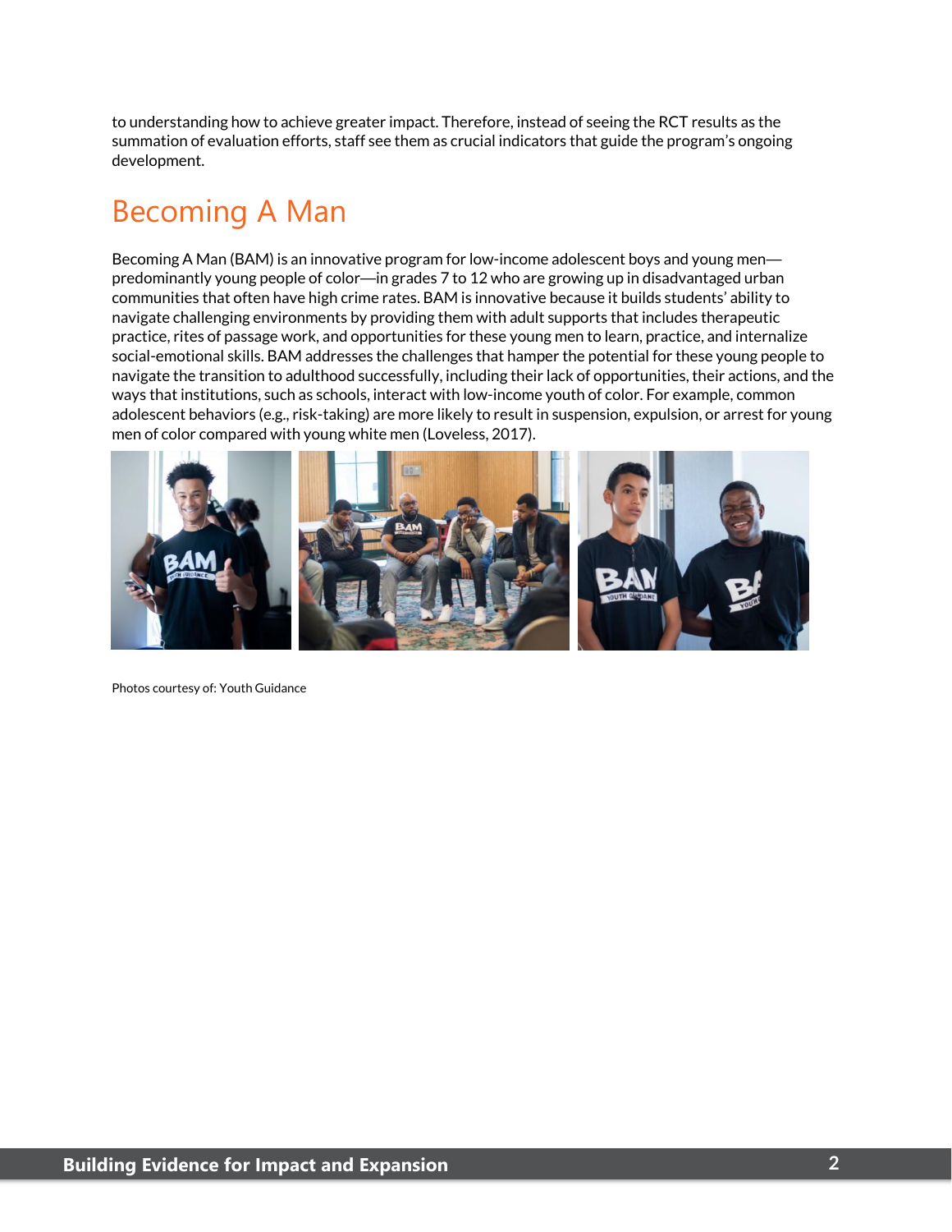to understanding how to achieve greater impact. Therefore, instead of seeing the RCT results as the summation of evaluation efforts, staff see them as crucial indicators that guide the program's ongoing development.

## Becoming A Man

Becoming A Man (BAM) is an innovative program for low-income adolescent boys and young men—predominantly young people of color—in grades 7 to 12 who are growing up in disadvantaged urban communities that often have high crime rates. BAM is innovative because it builds students' ability to navigate challenging environments by providing them with adult supports that includes therapeutic practice, rites of passage work, and opportunities for these young men to learn, practice, and internalize social-emotional skills. BAM addresses the challenges that hamper the potential for these young people to navigate the transition to adulthood successfully, including their lack of opportunities, their actions, and the ways that institutions, such as schools, interact with low-income youth of color. For example, common adolescent behaviors (e.g., risk-taking) are more likely to result in suspension, expulsion, or arrest for young men of color compared with young white men (Loveless, 2017).

Photos courtesy of: Youth Guidance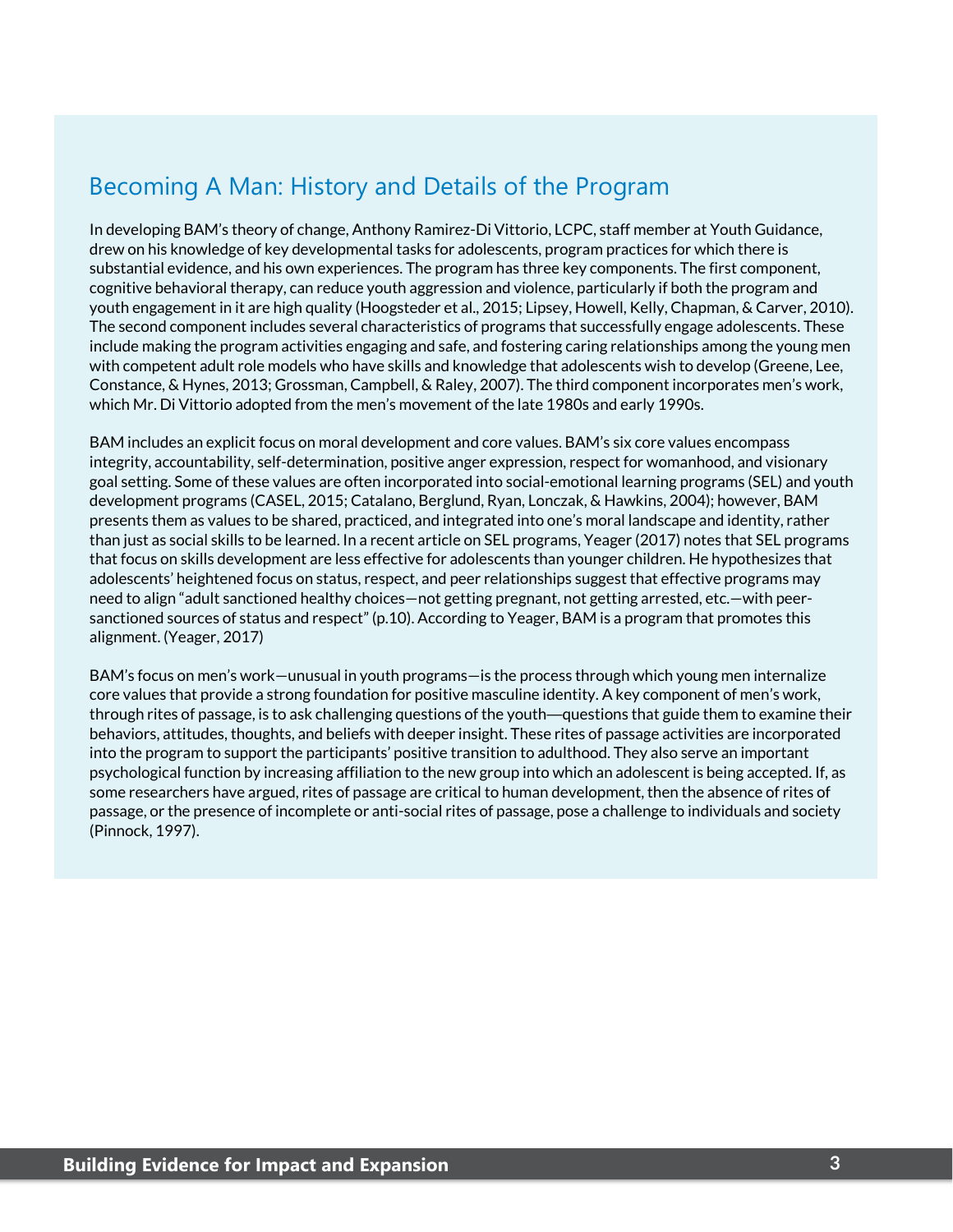## Becoming A Man: History and Details of the Program

In developing BAM's theory of change, Anthony Ramirez-Di Vittorio, LCPC, staff member at Youth Guidance, drew on his knowledge of key developmental tasks for adolescents, program practices for which there is substantial evidence, and his own experiences. The program has three key components. The first component, cognitive behavioral therapy, can reduce youth aggression and violence, particularly if both the program and youth engagement in it are high quality (Hoogsteder et al., 2015; Lipsey, Howell, Kelly, Chapman, & Carver, 2010). The second component includes several characteristics of programs that successfully engage adolescents. These include making the program activities engaging and safe, and fostering caring relationships among the young men with competent adult role models who have skills and knowledge that adolescents wish to develop (Greene, Lee, Constance, & Hynes, 2013; Grossman, Campbell, & Raley, 2007). The third component incorporates men's work, which Mr. Di Vittorio adopted from the men's movement of the late 1980s and early 1990s.

BAM includes an explicit focus on moral development and core values. BAM's six core values encompass integrity, accountability, self-determination, positive anger expression, respect for womanhood, and visionary goal setting. Some of these values are often incorporated into social-emotional learning programs (SEL) and youth development programs (CASEL, 2015; Catalano, Berglund, Ryan, Lonczak, & Hawkins, 2004); however, BAM presents them as values to be shared, practiced, and integrated into one's moral landscape and identity, rather than just as social skills to be learned. In a recent article on SEL programs, Yeager (2017) notes that SEL programs that focus on skills development are less effective for adolescents than younger children. He hypothesizes that adolescents' heightened focus on status, respect, and peer relationships suggest that effective programs may need to align "adult sanctioned healthy choices—not getting pregnant, not getting arrested, etc.—with peer-sanctioned sources of status and respect" (p.10). According to Yeager, BAM is a program that promotes this alignment. (Yeager, 2017)

BAM's focus on men's work—unusual in youth programs—is the process through which young men internalize core values that provide a strong foundation for positive masculine identity. A key component of men's work, through rites of passage, is to ask challenging questions of the youth—questions that guide them to examine their behaviors, attitudes, thoughts, and beliefs with deeper insight. These rites of passage activities are incorporated into the program to support the participants' positive transition to adulthood. They also serve an important psychological function by increasing affiliation to the new group into which an adolescent is being accepted. If, as some researchers have argued, rites of passage are critical to human development, then the absence of rites of passage, or the presence of incomplete or anti-social rites of passage, pose a challenge to individuals and society (Pinnock, 1997).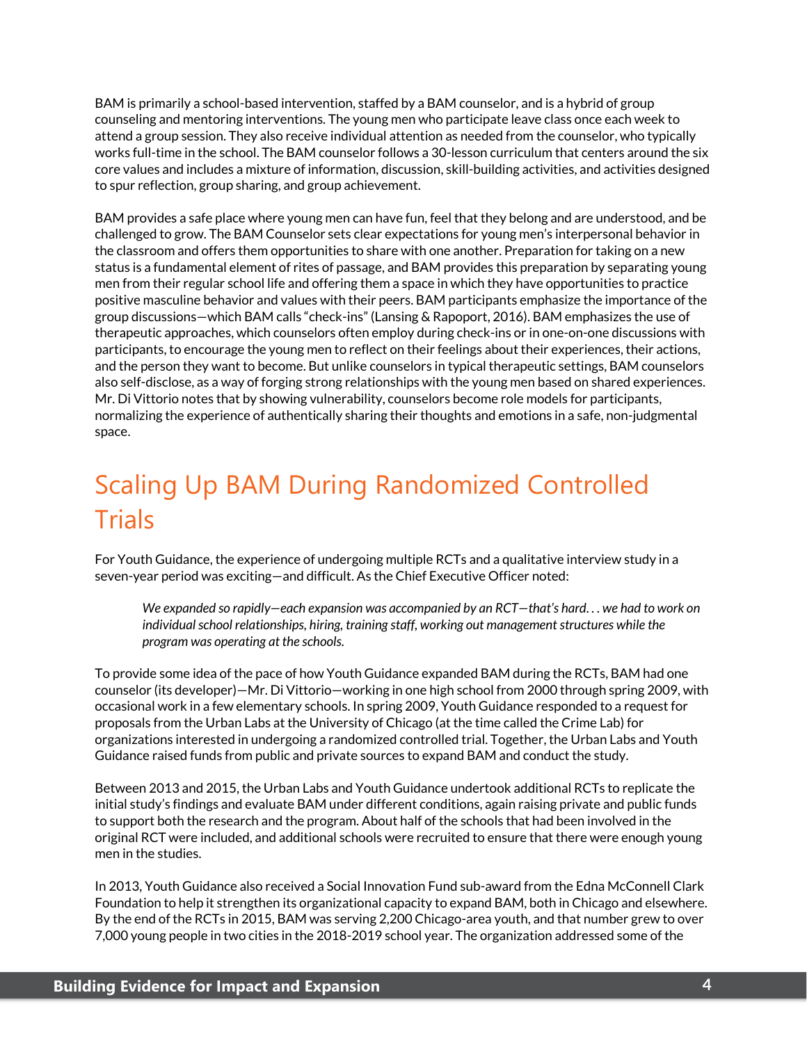BAM is primarily a school-based intervention, staffed by a BAM counselor, and is a hybrid of group counseling and mentoring interventions. The young men who participate leave class once each week to attend a group session. They also receive individual attention as needed from the counselor, who typically works full-time in the school. The BAM counselor follows a 30-lesson curriculum that centers around the six core values and includes a mixture of information, discussion, skill-building activities, and activities designed to spur reflection, group sharing, and group achievement.

BAM provides a safe place where young men can have fun, feel that they belong and are understood, and be challenged to grow. The BAM Counselor sets clear expectations for young men's interpersonal behavior in the classroom and offers them opportunities to share with one another. Preparation for taking on a new status is a fundamental element of rites of passage, and BAM provides this preparation by separating young men from their regular school life and offering them a space in which they have opportunities to practice positive masculine behavior and values with their peers. BAM participants emphasize the importance of the group discussions—which BAM calls "check-ins" (Lansing & Rapoport, 2016). BAM emphasizes the use of therapeutic approaches, which counselors often employ during check-ins or in one-on-one discussions with participants, to encourage the young men to reflect on their feelings about their experiences, their actions, and the person they want to become. But unlike counselors in typical therapeutic settings, BAM counselors also self-disclose, as a way of forging strong relationships with the young men based on shared experiences. Mr. Di Vittorio notes that by showing vulnerability, counselors become role models for participants, normalizing the experience of authentically sharing their thoughts and emotions in a safe, non-judgmental space.

# Scaling Up BAM During Randomized Controlled Trials

For Youth Guidance, the experience of undergoing multiple RCTs and a qualitative interview study in a seven-year period was exciting—and difficult. As the Chief Executive Officer noted:

> *We expanded so rapidly—each expansion was accompanied by an RCT—that's hard. . . we had to work on individual school relationships, hiring, training staff, working out management structures while the program was operating at the schools.*

To provide some idea of the pace of how Youth Guidance expanded BAM during the RCTs, BAM had one counselor (its developer)—Mr. Di Vittorio—working in one high school from 2000 through spring 2009, with occasional work in a few elementary schools. In spring 2009, Youth Guidance responded to a request for proposals from the Urban Labs at the University of Chicago (at the time called the Crime Lab) for organizations interested in undergoing a randomized controlled trial. Together, the Urban Labs and Youth Guidance raised funds from public and private sources to expand BAM and conduct the study.

Between 2013 and 2015, the Urban Labs and Youth Guidance undertook additional RCTs to replicate the initial study's findings and evaluate BAM under different conditions, again raising private and public funds to support both the research and the program. About half of the schools that had been involved in the original RCT were included, and additional schools were recruited to ensure that there were enough young men in the studies.

In 2013, Youth Guidance also received a Social Innovation Fund sub-award from the Edna McConnell Clark Foundation to help it strengthen its organizational capacity to expand BAM, both in Chicago and elsewhere. By the end of the RCTs in 2015, BAM was serving 2,200 Chicago-area youth, and that number grew to over 7,000 young people in two cities in the 2018-2019 school year. The organization addressed some of the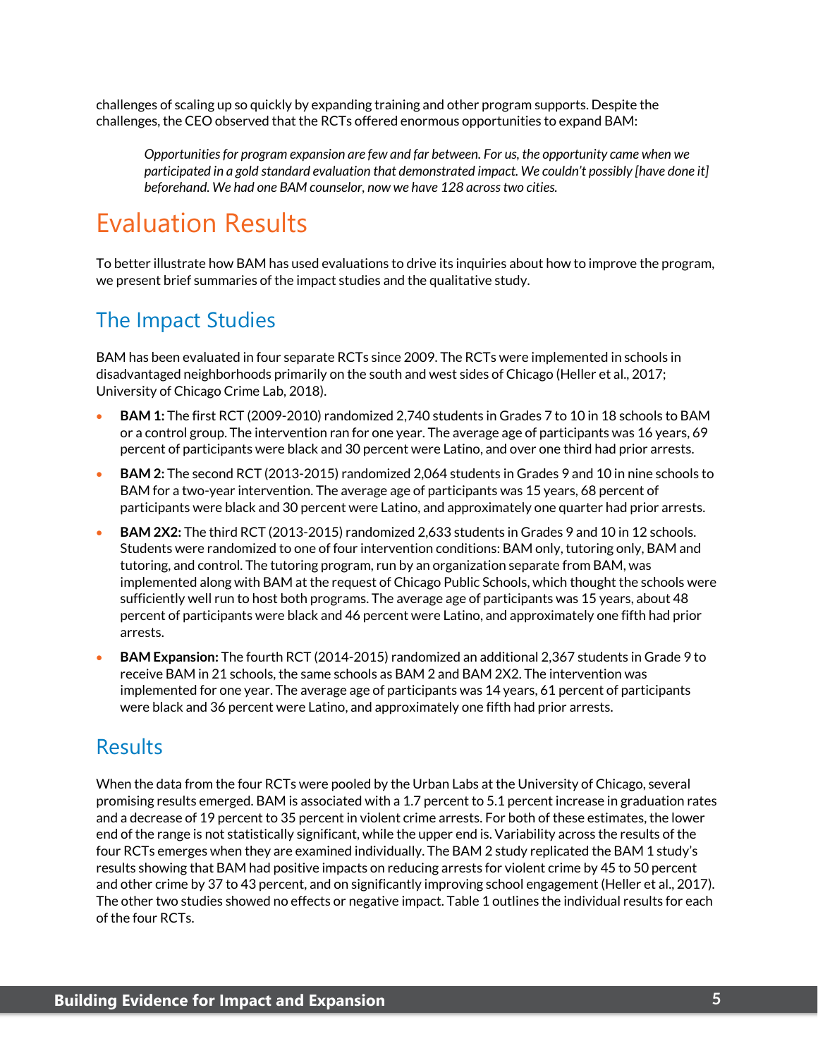challenges of scaling up so quickly by expanding training and other program supports. Despite the challenges, the CEO observed that the RCTs offered enormous opportunities to expand BAM:

> *Opportunities for program expansion are few and far between. For us, the opportunity came when we participated in a gold standard evaluation that demonstrated impact. We couldn't possibly [have done it] beforehand. We had one BAM counselor, now we have 128 across two cities.*

# Evaluation Results

To better illustrate how BAM has used evaluations to drive its inquiries about how to improve the program, we present brief summaries of the impact studies and the qualitative study.

## The Impact Studies

BAM has been evaluated in four separate RCTs since 2009. The RCTs were implemented in schools in disadvantaged neighborhoods primarily on the south and west sides of Chicago (Heller et al., 2017; University of Chicago Crime Lab, 2018).

- **BAM 1:** The first RCT (2009-2010) randomized 2,740 students in Grades 7 to 10 in 18 schools to BAM or a control group. The intervention ran for one year. The average age of participants was 16 years, 69 percent of participants were black and 30 percent were Latino, and over one third had prior arrests.
- **BAM 2:** The second RCT (2013-2015) randomized 2,064 students in Grades 9 and 10 in nine schools to BAM for a two-year intervention. The average age of participants was 15 years, 68 percent of participants were black and 30 percent were Latino, and approximately one quarter had prior arrests.
- **BAM 2X2:** The third RCT (2013-2015) randomized 2,633 students in Grades 9 and 10 in 12 schools. Students were randomized to one of four intervention conditions: BAM only, tutoring only, BAM and tutoring, and control. The tutoring program, run by an organization separate from BAM, was implemented along with BAM at the request of Chicago Public Schools, which thought the schools were sufficiently well run to host both programs. The average age of participants was 15 years, about 48 percent of participants were black and 46 percent were Latino, and approximately one fifth had prior arrests.
- **BAM Expansion:** The fourth RCT (2014-2015) randomized an additional 2,367 students in Grade 9 to receive BAM in 21 schools, the same schools as BAM 2 and BAM 2X2. The intervention was implemented for one year. The average age of participants was 14 years, 61 percent of participants were black and 36 percent were Latino, and approximately one fifth had prior arrests.

## Results

When the data from the four RCTs were pooled by the Urban Labs at the University of Chicago, several promising results emerged. BAM is associated with a 1.7 percent to 5.1 percent increase in graduation rates and a decrease of 19 percent to 35 percent in violent crime arrests. For both of these estimates, the lower end of the range is not statistically significant, while the upper end is. Variability across the results of the four RCTs emerges when they are examined individually. The BAM 2 study replicated the BAM 1 study's results showing that BAM had positive impacts on reducing arrests for violent crime by 45 to 50 percent and other crime by 37 to 43 percent, and on significantly improving school engagement (Heller et al., 2017). The other two studies showed no effects or negative impact. Table 1 outlines the individual results for each of the four RCTs.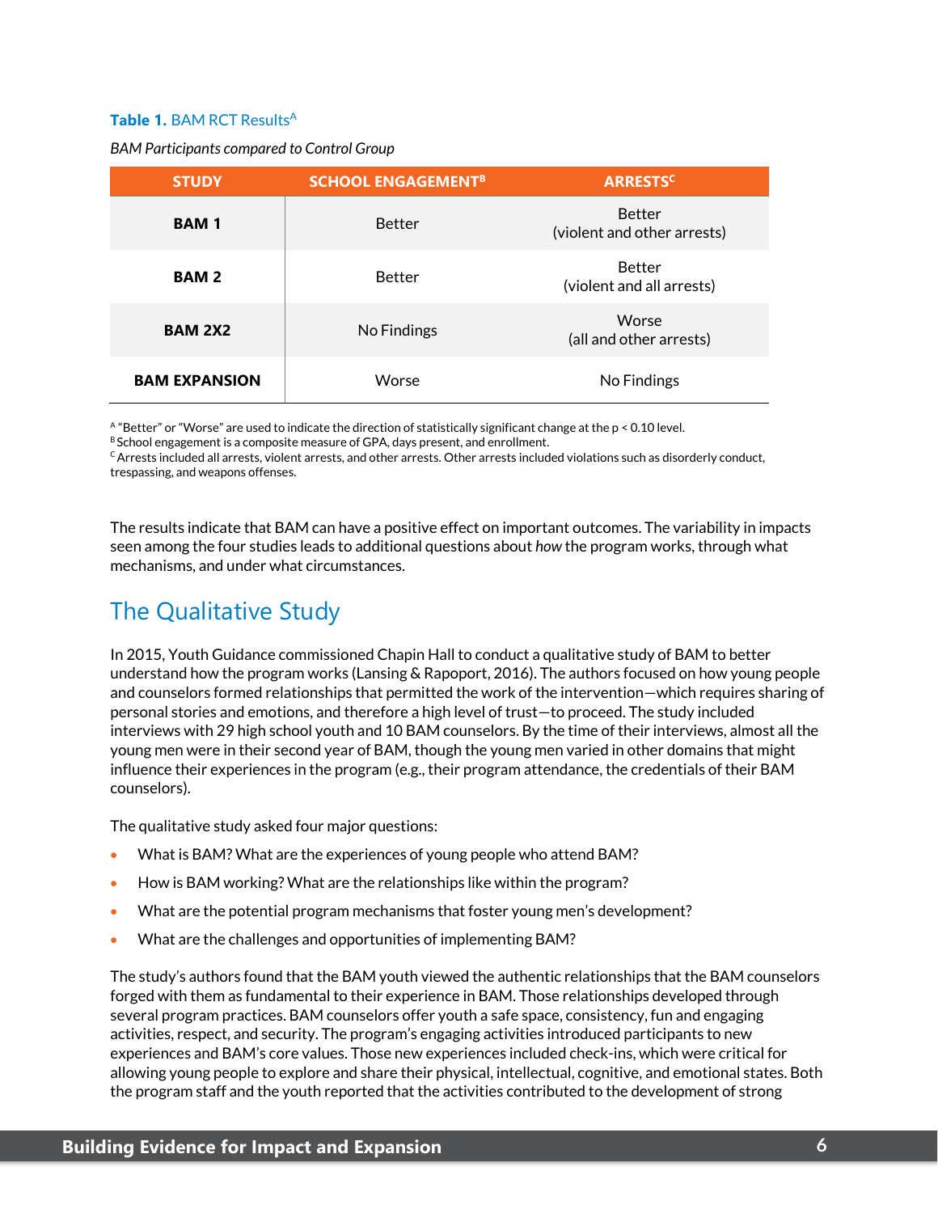**Table 1.** BAM RCT Results[A]

*BAM Participants compared to Control Group*

| STUDY | SCHOOL ENGAGEMENT[B] | ARRESTS[C] |
|---|---|---|
| **BAM 1** | Better | Better (violent and other arrests) |
| **BAM 2** | Better | Better (violent and all arrests) |
| **BAM 2X2** | No Findings | Worse (all and other arrests) |
| **BAM EXPANSION** | Worse | No Findings |

[A] "Better" or "Worse" are used to indicate the direction of statistically significant change at the $p < 0.10$ level.
[B] School engagement is a composite measure of GPA, days present, and enrollment.
[C] Arrests included all arrests, violent arrests, and other arrests. Other arrests included violations such as disorderly conduct, trespassing, and weapons offenses.

The results indicate that BAM can have a positive effect on important outcomes. The variability in impacts seen among the four studies leads to additional questions about *how* the program works, through what mechanisms, and under what circumstances.

## The Qualitative Study

In 2015, Youth Guidance commissioned Chapin Hall to conduct a qualitative study of BAM to better understand how the program works (Lansing & Rapoport, 2016). The authors focused on how young people and counselors formed relationships that permitted the work of the intervention—which requires sharing of personal stories and emotions, and therefore a high level of trust—to proceed. The study included interviews with 29 high school youth and 10 BAM counselors. By the time of their interviews, almost all the young men were in their second year of BAM, though the young men varied in other domains that might influence their experiences in the program (e.g., their program attendance, the credentials of their BAM counselors).

The qualitative study asked four major questions:

- What is BAM? What are the experiences of young people who attend BAM?
- How is BAM working? What are the relationships like within the program?
- What are the potential program mechanisms that foster young men's development?
- What are the challenges and opportunities of implementing BAM?

The study's authors found that the BAM youth viewed the authentic relationships that the BAM counselors forged with them as fundamental to their experience in BAM. Those relationships developed through several program practices. BAM counselors offer youth a safe space, consistency, fun and engaging activities, respect, and security. The program's engaging activities introduced participants to new experiences and BAM's core values. Those new experiences included check-ins, which were critical for allowing young people to explore and share their physical, intellectual, cognitive, and emotional states. Both the program staff and the youth reported that the activities contributed to the development of strong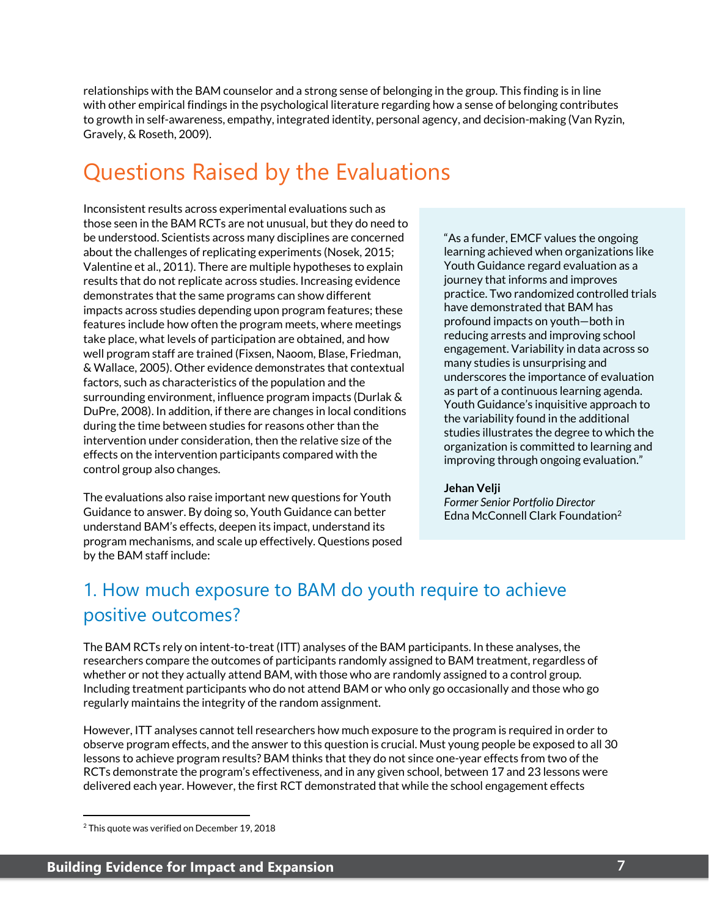relationships with the BAM counselor and a strong sense of belonging in the group. This finding is in line with other empirical findings in the psychological literature regarding how a sense of belonging contributes to growth in self-awareness, empathy, integrated identity, personal agency, and decision-making (Van Ryzin, Gravely, & Roseth, 2009).

## Questions Raised by the Evaluations

Inconsistent results across experimental evaluations such as those seen in the BAM RCTs are not unusual, but they do need to be understood. Scientists across many disciplines are concerned about the challenges of replicating experiments (Nosek, 2015; Valentine et al., 2011). There are multiple hypotheses to explain results that do not replicate across studies. Increasing evidence demonstrates that the same programs can show different impacts across studies depending upon program features; these features include how often the program meets, where meetings take place, what levels of participation are obtained, and how well program staff are trained (Fixsen, Naoom, Blase, Friedman, & Wallace, 2005). Other evidence demonstrates that contextual factors, such as characteristics of the population and the surrounding environment, influence program impacts (Durlak & DuPre, 2008). In addition, if there are changes in local conditions during the time between studies for reasons other than the intervention under consideration, then the relative size of the effects on the intervention participants compared with the control group also changes.

The evaluations also raise important new questions for Youth Guidance to answer. By doing so, Youth Guidance can better understand BAM's effects, deepen its impact, understand its program mechanisms, and scale up effectively. Questions posed by the BAM staff include:

> "As a funder, EMCF values the ongoing learning achieved when organizations like Youth Guidance regard evaluation as a journey that informs and improves practice. Two randomized controlled trials have demonstrated that BAM has profound impacts on youth—both in reducing arrests and improving school engagement. Variability in data across so many studies is unsurprising and underscores the importance of evaluation as part of a continuous learning agenda. Youth Guidance's inquisitive approach to the variability found in the additional studies illustrates the degree to which the organization is committed to learning and improving through ongoing evaluation."
>
> **Jehan Velji**
> *Former Senior Portfolio Director*
> Edna McConnell Clark Foundation[2]

### 1. How much exposure to BAM do youth require to achieve positive outcomes?

The BAM RCTs rely on intent-to-treat (ITT) analyses of the BAM participants. In these analyses, the researchers compare the outcomes of participants randomly assigned to BAM treatment, regardless of whether or not they actually attend BAM, with those who are randomly assigned to a control group. Including treatment participants who do not attend BAM or who only go occasionally and those who go regularly maintains the integrity of the random assignment.

However, ITT analyses cannot tell researchers how much exposure to the program is required in order to observe program effects, and the answer to this question is crucial. Must young people be exposed to all 30 lessons to achieve program results? BAM thinks that they do not since one-year effects from two of the RCTs demonstrate the program's effectiveness, and in any given school, between 17 and 23 lessons were delivered each year. However, the first RCT demonstrated that while the school engagement effects

[2] This quote was verified on December 19, 2018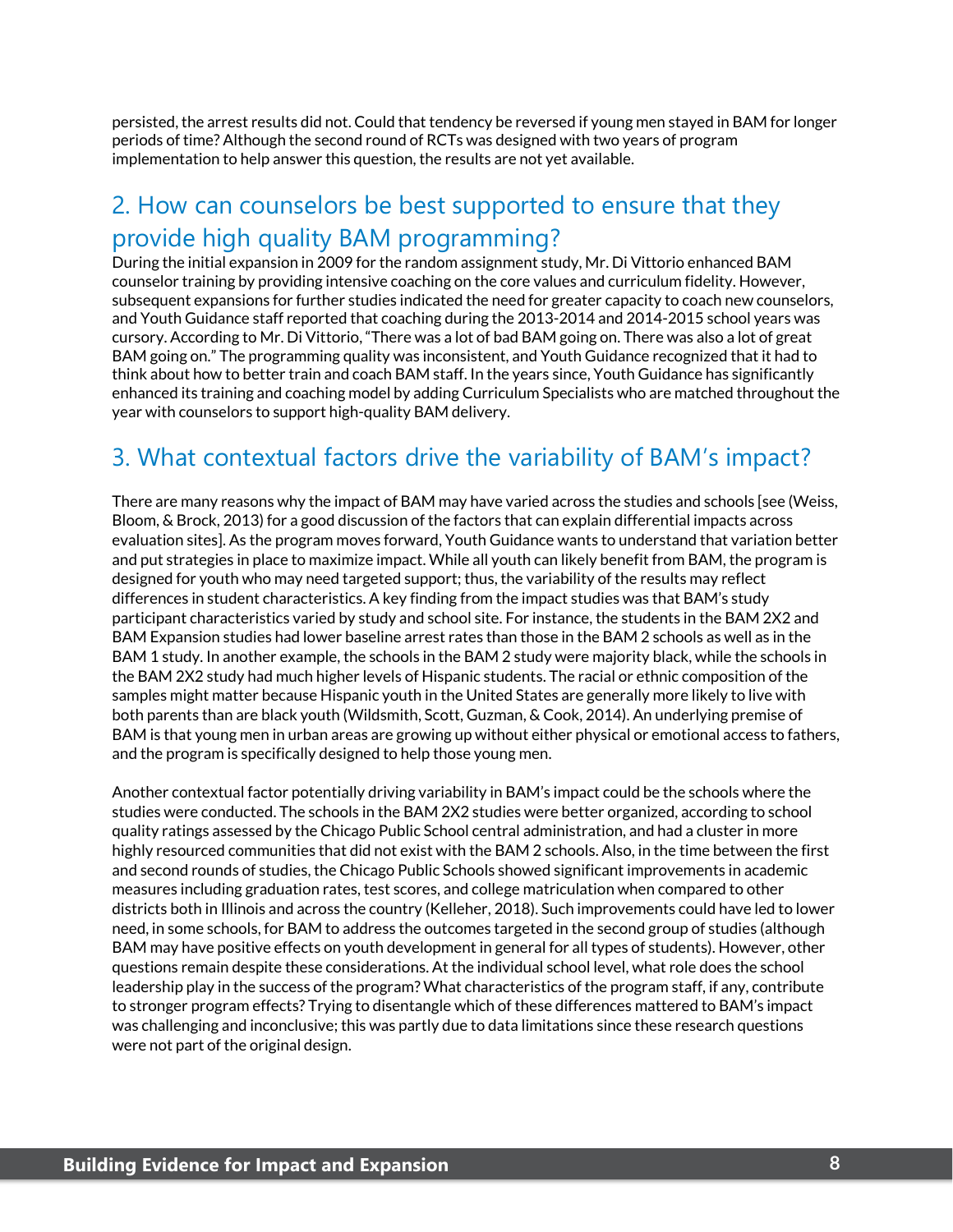persisted, the arrest results did not. Could that tendency be reversed if young men stayed in BAM for longer periods of time? Although the second round of RCTs was designed with two years of program implementation to help answer this question, the results are not yet available.

## 2. How can counselors be best supported to ensure that they provide high quality BAM programming?

During the initial expansion in 2009 for the random assignment study, Mr. Di Vittorio enhanced BAM counselor training by providing intensive coaching on the core values and curriculum fidelity. However, subsequent expansions for further studies indicated the need for greater capacity to coach new counselors, and Youth Guidance staff reported that coaching during the 2013-2014 and 2014-2015 school years was cursory. According to Mr. Di Vittorio, "There was a lot of bad BAM going on. There was also a lot of great BAM going on." The programming quality was inconsistent, and Youth Guidance recognized that it had to think about how to better train and coach BAM staff. In the years since, Youth Guidance has significantly enhanced its training and coaching model by adding Curriculum Specialists who are matched throughout the year with counselors to support high-quality BAM delivery.

## 3. What contextual factors drive the variability of BAM's impact?

There are many reasons why the impact of BAM may have varied across the studies and schools [see (Weiss, Bloom, & Brock, 2013) for a good discussion of the factors that can explain differential impacts across evaluation sites]. As the program moves forward, Youth Guidance wants to understand that variation better and put strategies in place to maximize impact. While all youth can likely benefit from BAM, the program is designed for youth who may need targeted support; thus, the variability of the results may reflect differences in student characteristics. A key finding from the impact studies was that BAM's study participant characteristics varied by study and school site. For instance, the students in the BAM 2X2 and BAM Expansion studies had lower baseline arrest rates than those in the BAM 2 schools as well as in the BAM 1 study. In another example, the schools in the BAM 2 study were majority black, while the schools in the BAM 2X2 study had much higher levels of Hispanic students. The racial or ethnic composition of the samples might matter because Hispanic youth in the United States are generally more likely to live with both parents than are black youth (Wildsmith, Scott, Guzman, & Cook, 2014). An underlying premise of BAM is that young men in urban areas are growing up without either physical or emotional access to fathers, and the program is specifically designed to help those young men.

Another contextual factor potentially driving variability in BAM's impact could be the schools where the studies were conducted. The schools in the BAM 2X2 studies were better organized, according to school quality ratings assessed by the Chicago Public School central administration, and had a cluster in more highly resourced communities that did not exist with the BAM 2 schools. Also, in the time between the first and second rounds of studies, the Chicago Public Schools showed significant improvements in academic measures including graduation rates, test scores, and college matriculation when compared to other districts both in Illinois and across the country (Kelleher, 2018). Such improvements could have led to lower need, in some schools, for BAM to address the outcomes targeted in the second group of studies (although BAM may have positive effects on youth development in general for all types of students). However, other questions remain despite these considerations. At the individual school level, what role does the school leadership play in the success of the program? What characteristics of the program staff, if any, contribute to stronger program effects? Trying to disentangle which of these differences mattered to BAM's impact was challenging and inconclusive; this was partly due to data limitations since these research questions were not part of the original design.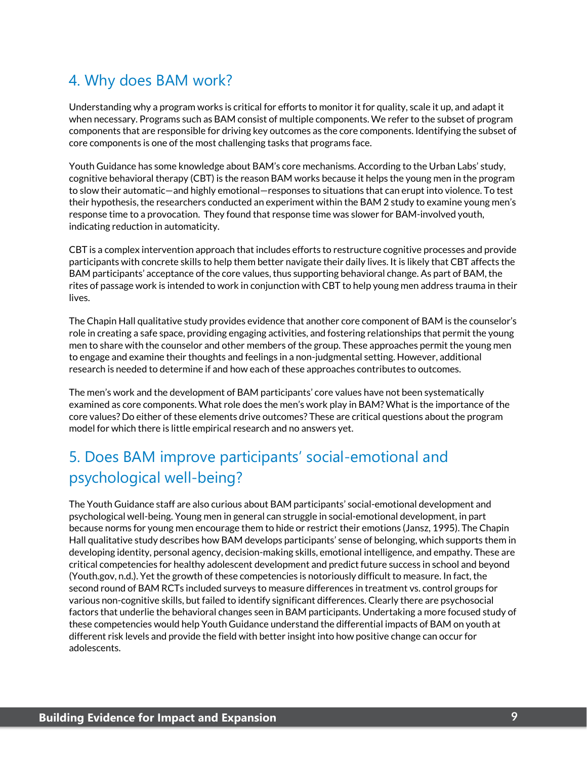## 4. Why does BAM work?

Understanding why a program works is critical for efforts to monitor it for quality, scale it up, and adapt it when necessary. Programs such as BAM consist of multiple components. We refer to the subset of program components that are responsible for driving key outcomes as the core components. Identifying the subset of core components is one of the most challenging tasks that programs face.

Youth Guidance has some knowledge about BAM's core mechanisms. According to the Urban Labs' study, cognitive behavioral therapy (CBT) is the reason BAM works because it helps the young men in the program to slow their automatic—and highly emotional—responses to situations that can erupt into violence. To test their hypothesis, the researchers conducted an experiment within the BAM 2 study to examine young men's response time to a provocation. They found that response time was slower for BAM-involved youth, indicating reduction in automaticity.

CBT is a complex intervention approach that includes efforts to restructure cognitive processes and provide participants with concrete skills to help them better navigate their daily lives. It is likely that CBT affects the BAM participants' acceptance of the core values, thus supporting behavioral change. As part of BAM, the rites of passage work is intended to work in conjunction with CBT to help young men address trauma in their lives.

The Chapin Hall qualitative study provides evidence that another core component of BAM is the counselor's role in creating a safe space, providing engaging activities, and fostering relationships that permit the young men to share with the counselor and other members of the group. These approaches permit the young men to engage and examine their thoughts and feelings in a non-judgmental setting. However, additional research is needed to determine if and how each of these approaches contributes to outcomes.

The men's work and the development of BAM participants' core values have not been systematically examined as core components. What role does the men's work play in BAM? What is the importance of the core values? Do either of these elements drive outcomes? These are critical questions about the program model for which there is little empirical research and no answers yet.

## 5. Does BAM improve participants' social-emotional and psychological well-being?

The Youth Guidance staff are also curious about BAM participants' social-emotional development and psychological well-being. Young men in general can struggle in social-emotional development, in part because norms for young men encourage them to hide or restrict their emotions (Jansz, 1995). The Chapin Hall qualitative study describes how BAM develops participants' sense of belonging, which supports them in developing identity, personal agency, decision-making skills, emotional intelligence, and empathy. These are critical competencies for healthy adolescent development and predict future success in school and beyond (Youth.gov, n.d.). Yet the growth of these competencies is notoriously difficult to measure. In fact, the second round of BAM RCTs included surveys to measure differences in treatment vs. control groups for various non-cognitive skills, but failed to identify significant differences. Clearly there are psychosocial factors that underlie the behavioral changes seen in BAM participants. Undertaking a more focused study of these competencies would help Youth Guidance understand the differential impacts of BAM on youth at different risk levels and provide the field with better insight into how positive change can occur for adolescents.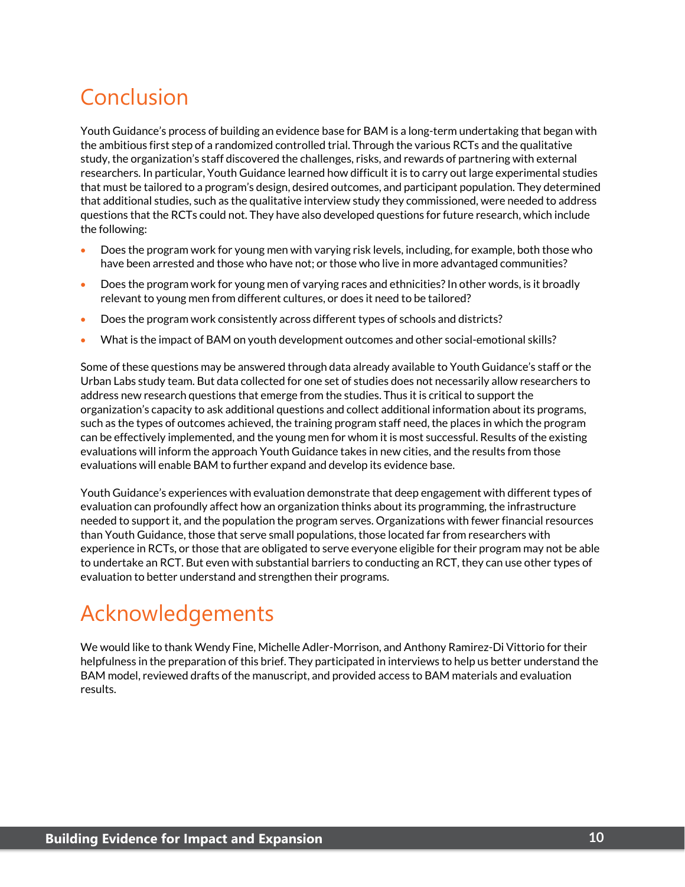# Conclusion

Youth Guidance's process of building an evidence base for BAM is a long-term undertaking that began with the ambitious first step of a randomized controlled trial. Through the various RCTs and the qualitative study, the organization's staff discovered the challenges, risks, and rewards of partnering with external researchers. In particular, Youth Guidance learned how difficult it is to carry out large experimental studies that must be tailored to a program's design, desired outcomes, and participant population. They determined that additional studies, such as the qualitative interview study they commissioned, were needed to address questions that the RCTs could not. They have also developed questions for future research, which include the following:

- Does the program work for young men with varying risk levels, including, for example, both those who have been arrested and those who have not; or those who live in more advantaged communities?
- Does the program work for young men of varying races and ethnicities? In other words, is it broadly relevant to young men from different cultures, or does it need to be tailored?
- Does the program work consistently across different types of schools and districts?
- What is the impact of BAM on youth development outcomes and other social-emotional skills?

Some of these questions may be answered through data already available to Youth Guidance's staff or the Urban Labs study team. But data collected for one set of studies does not necessarily allow researchers to address new research questions that emerge from the studies. Thus it is critical to support the organization's capacity to ask additional questions and collect additional information about its programs, such as the types of outcomes achieved, the training program staff need, the places in which the program can be effectively implemented, and the young men for whom it is most successful. Results of the existing evaluations will inform the approach Youth Guidance takes in new cities, and the results from those evaluations will enable BAM to further expand and develop its evidence base.

Youth Guidance's experiences with evaluation demonstrate that deep engagement with different types of evaluation can profoundly affect how an organization thinks about its programming, the infrastructure needed to support it, and the population the program serves. Organizations with fewer financial resources than Youth Guidance, those that serve small populations, those located far from researchers with experience in RCTs, or those that are obligated to serve everyone eligible for their program may not be able to undertake an RCT. But even with substantial barriers to conducting an RCT, they can use other types of evaluation to better understand and strengthen their programs.

# Acknowledgements

We would like to thank Wendy Fine, Michelle Adler-Morrison, and Anthony Ramirez-Di Vittorio for their helpfulness in the preparation of this brief. They participated in interviews to help us better understand the BAM model, reviewed drafts of the manuscript, and provided access to BAM materials and evaluation results.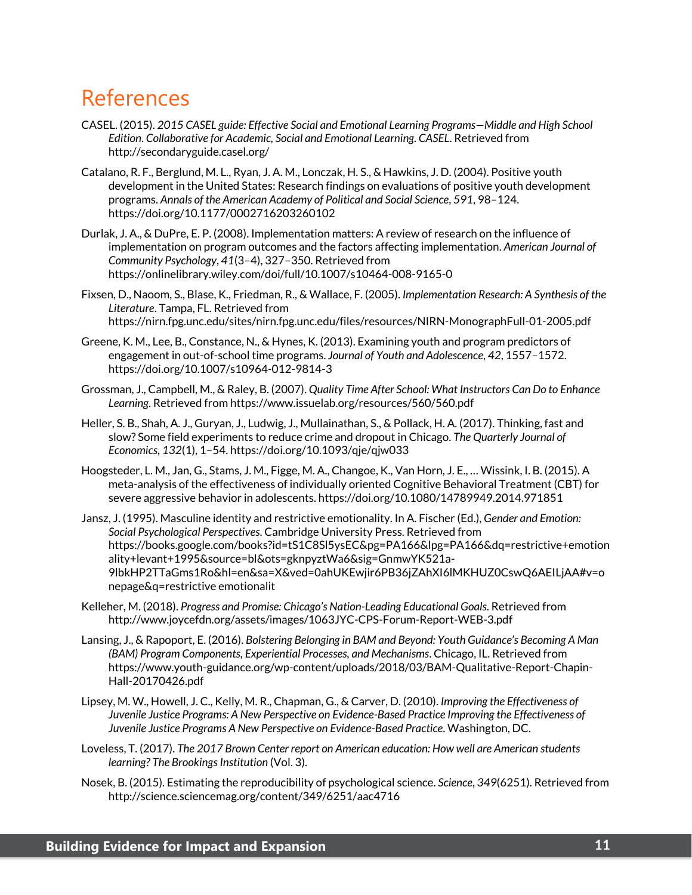# References

CASEL. (2015). *2015 CASEL guide: Effective Social and Emotional Learning Programs—Middle and High School Edition. Collaborative for Academic, Social and Emotional Learning. CASEL*. Retrieved from http://secondaryguide.casel.org/

Catalano, R. F., Berglund, M. L., Ryan, J. A. M., Lonczak, H. S., & Hawkins, J. D. (2004). Positive youth development in the United States: Research findings on evaluations of positive youth development programs. *Annals of the American Academy of Political and Social Science*, *591*, 98–124. https://doi.org/10.1177/0002716203260102

Durlak, J. A., & DuPre, E. P. (2008). Implementation matters: A review of research on the influence of implementation on program outcomes and the factors affecting implementation. *American Journal of Community Psychology*, *41*(3–4), 327–350. Retrieved from https://onlinelibrary.wiley.com/doi/full/10.1007/s10464-008-9165-0

Fixsen, D., Naoom, S., Blase, K., Friedman, R., & Wallace, F. (2005). *Implementation Research: A Synthesis of the Literature*. Tampa, FL. Retrieved from https://nirn.fpg.unc.edu/sites/nirn.fpg.unc.edu/files/resources/NIRN-MonographFull-01-2005.pdf

Greene, K. M., Lee, B., Constance, N., & Hynes, K. (2013). Examining youth and program predictors of engagement in out-of-school time programs. *Journal of Youth and Adolescence*, *42*, 1557–1572. https://doi.org/10.1007/s10964-012-9814-3

Grossman, J., Campbell, M., & Raley, B. (2007). *Quality Time After School: What Instructors Can Do to Enhance Learning*. Retrieved from https://www.issuelab.org/resources/560/560.pdf

Heller, S. B., Shah, A. J., Guryan, J., Ludwig, J., Mullainathan, S., & Pollack, H. A. (2017). Thinking, fast and slow? Some field experiments to reduce crime and dropout in Chicago. *The Quarterly Journal of Economics, 132*(1), 1–54. https://doi.org/10.1093/qje/qjw033

Hoogsteder, L. M., Jan, G., Stams, J. M., Figge, M. A., Changoe, K., Van Horn, J. E., … Wissink, I. B. (2015). A meta-analysis of the effectiveness of individually oriented Cognitive Behavioral Treatment (CBT) for severe aggressive behavior in adolescents. https://doi.org/10.1080/14789949.2014.971851

Jansz, J. (1995). Masculine identity and restrictive emotionality. In A. Fischer (Ed.), *Gender and Emotion: Social Psychological Perspectives*. Cambridge University Press. Retrieved from https://books.google.com/books?id=tS1C8Sl5ysEC&pg=PA166&lpg=PA166&dq=restrictive+emotionality+levant+1995&source=bl&ots=gknpyztWa6&sig=GnmwYK521a-9lbkHP2TTaGms1Ro&hl=en&sa=X&ved=0ahUKEwjir6PB36jZAhXI6lMKHUZ0CswQ6AEILjAA#v=onepage&q=restrictive emotionalit

Kelleher, M. (2018). *Progress and Promise: Chicago's Nation-Leading Educational Goals*. Retrieved from http://www.joycefdn.org/assets/images/1063JYC-CPS-Forum-Report-WEB-3.pdf

Lansing, J., & Rapoport, E. (2016). *Bolstering Belonging in BAM and Beyond: Youth Guidance's Becoming A Man (BAM) Program Components, Experiential Processes, and Mechanisms*. Chicago, IL. Retrieved from https://www.youth-guidance.org/wp-content/uploads/2018/03/BAM-Qualitative-Report-Chapin-Hall-20170426.pdf

Lipsey, M. W., Howell, J. C., Kelly, M. R., Chapman, G., & Carver, D. (2010). *Improving the Effectiveness of Juvenile Justice Programs: A New Perspective on Evidence-Based Practice Improving the Effectiveness of Juvenile Justice Programs A New Perspective on Evidence-Based Practice*. Washington, DC.

Loveless, T. (2017). *The 2017 Brown Center report on American education: How well are American students learning? The Brookings Institution* (Vol. 3).

Nosek, B. (2015). Estimating the reproducibility of psychological science. *Science*, *349*(6251). Retrieved from http://science.sciencemag.org/content/349/6251/aac4716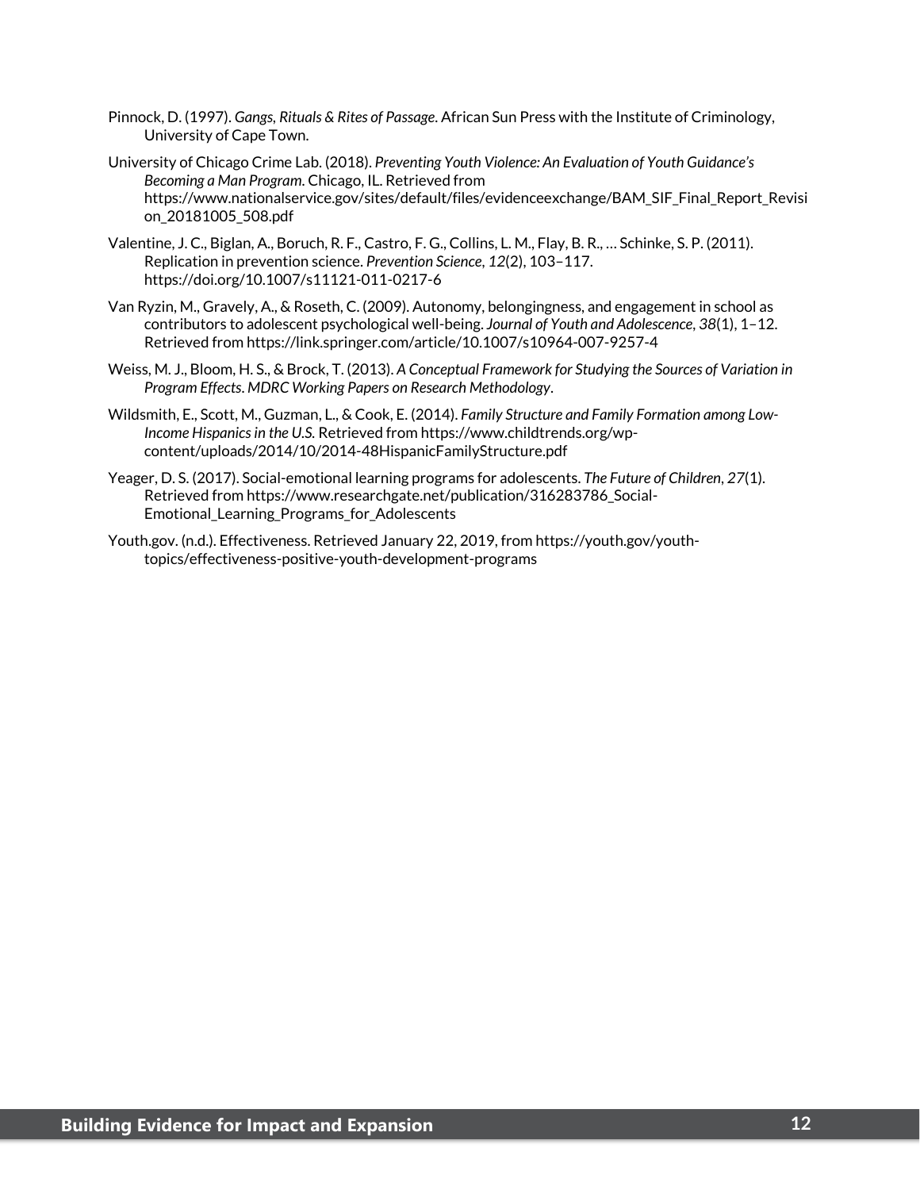Pinnock, D. (1997). *Gangs, Rituals & Rites of Passage.* African Sun Press with the Institute of Criminology, University of Cape Town.

University of Chicago Crime Lab. (2018). *Preventing Youth Violence: An Evaluation of Youth Guidance's Becoming a Man Program*. Chicago, IL. Retrieved from https://www.nationalservice.gov/sites/default/files/evidenceexchange/BAM_SIF_Final_Report_Revision_20181005_508.pdf

Valentine, J. C., Biglan, A., Boruch, R. F., Castro, F. G., Collins, L. M., Flay, B. R., … Schinke, S. P. (2011). Replication in prevention science. *Prevention Science*, *12*(2), 103–117. https://doi.org/10.1007/s11121-011-0217-6

Van Ryzin, M., Gravely, A., & Roseth, C. (2009). Autonomy, belongingness, and engagement in school as contributors to adolescent psychological well-being. *Journal of Youth and Adolescence*, *38*(1), 1–12. Retrieved from https://link.springer.com/article/10.1007/s10964-007-9257-4

Weiss, M. J., Bloom, H. S., & Brock, T. (2013). *A Conceptual Framework for Studying the Sources of Variation in Program Effects*. *MDRC Working Papers on Research Methodology*.

Wildsmith, E., Scott, M., Guzman, L., & Cook, E. (2014). *Family Structure and Family Formation among Low-Income Hispanics in the U.S.* Retrieved from https://www.childtrends.org/wp-content/uploads/2014/10/2014-48HispanicFamilyStructure.pdf

Yeager, D. S. (2017). Social-emotional learning programs for adolescents. *The Future of Children*, *27*(1). Retrieved from https://www.researchgate.net/publication/316283786_Social-Emotional_Learning_Programs_for_Adolescents

Youth.gov. (n.d.). Effectiveness. Retrieved January 22, 2019, from https://youth.gov/youth-topics/effectiveness-positive-youth-development-programs